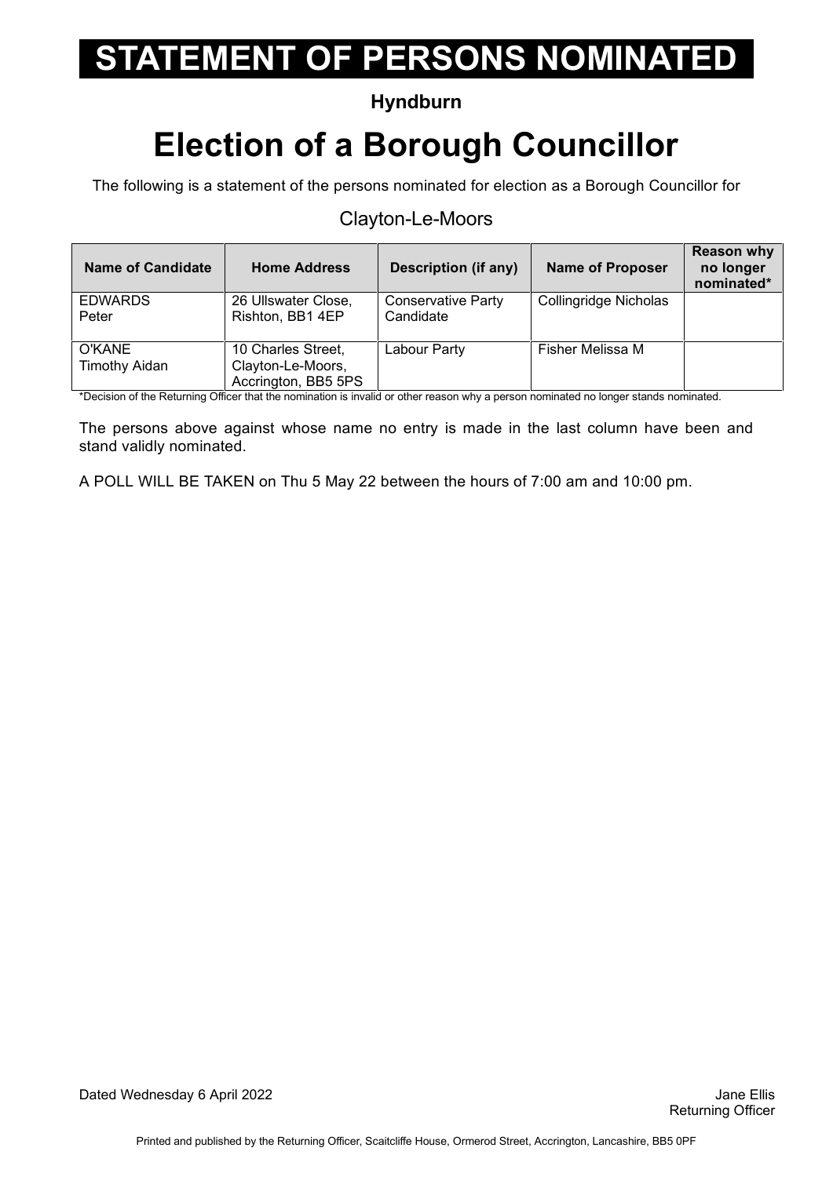# STATEMENT OF PERSONS NOMINATED

**Hyndburn**

# Election of a Borough Councillor

The following is a statement of the persons nominated for election as a Borough Councillor for

## Clayton-Le-Moors

| Name of Candidate | Home Address | Description (if any) | Name of Proposer | Reason why no longer nominated* |
|---|---|---|---|---|
| EDWARDS Peter | 26 Ullswater Close, Rishton, BB1 4EP | Conservative Party Candidate | Collingridge Nicholas | |
| O'KANE Timothy Aidan | 10 Charles Street, Clayton-Le-Moors, Accrington, BB5 5PS | Labour Party | Fisher Melissa M | |

*Decision of the Returning Officer that the nomination is invalid or other reason why a person nominated no longer stands nominated.

The persons above against whose name no entry is made in the last column have been and stand validly nominated.

A POLL WILL BE TAKEN on Thu 5 May 22 between the hours of 7:00 am and 10:00 pm.

Dated Wednesday 6 April 2022

Jane Ellis
Returning Officer

Printed and published by the Returning Officer, Scaitcliffe House, Ormerod Street, Accrington, Lancashire, BB5 0PF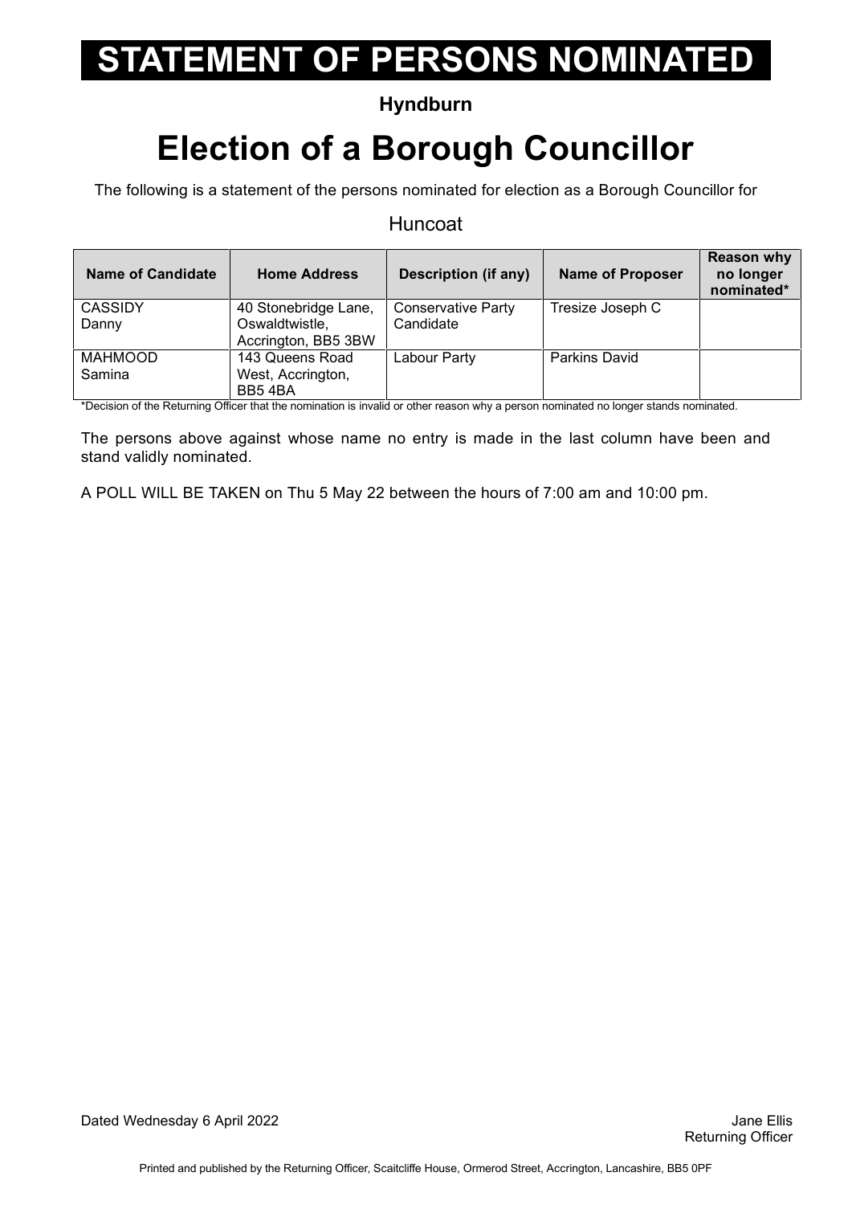# STATEMENT OF PERSONS NOMINATED

**Hyndburn**

# Election of a Borough Councillor

The following is a statement of the persons nominated for election as a Borough Councillor for

Huncoat

| Name of Candidate | Home Address | Description (if any) | Name of Proposer | Reason why no longer nominated* |
|---|---|---|---|---|
| CASSIDY Danny | 40 Stonebridge Lane, Oswaldtwistle, Accrington, BB5 3BW | Conservative Party Candidate | Tresize Joseph C | |
| MAHMOOD Samina | 143 Queens Road West, Accrington, BB5 4BA | Labour Party | Parkins David | |

*Decision of the Returning Officer that the nomination is invalid or other reason why a person nominated no longer stands nominated.

The persons above against whose name no entry is made in the last column have been and stand validly nominated.

A POLL WILL BE TAKEN on Thu 5 May 22 between the hours of 7:00 am and 10:00 pm.

Dated Wednesday 6 April 2022

Jane Ellis
Returning Officer

Printed and published by the Returning Officer, Scaitcliffe House, Ormerod Street, Accrington, Lancashire, BB5 0PF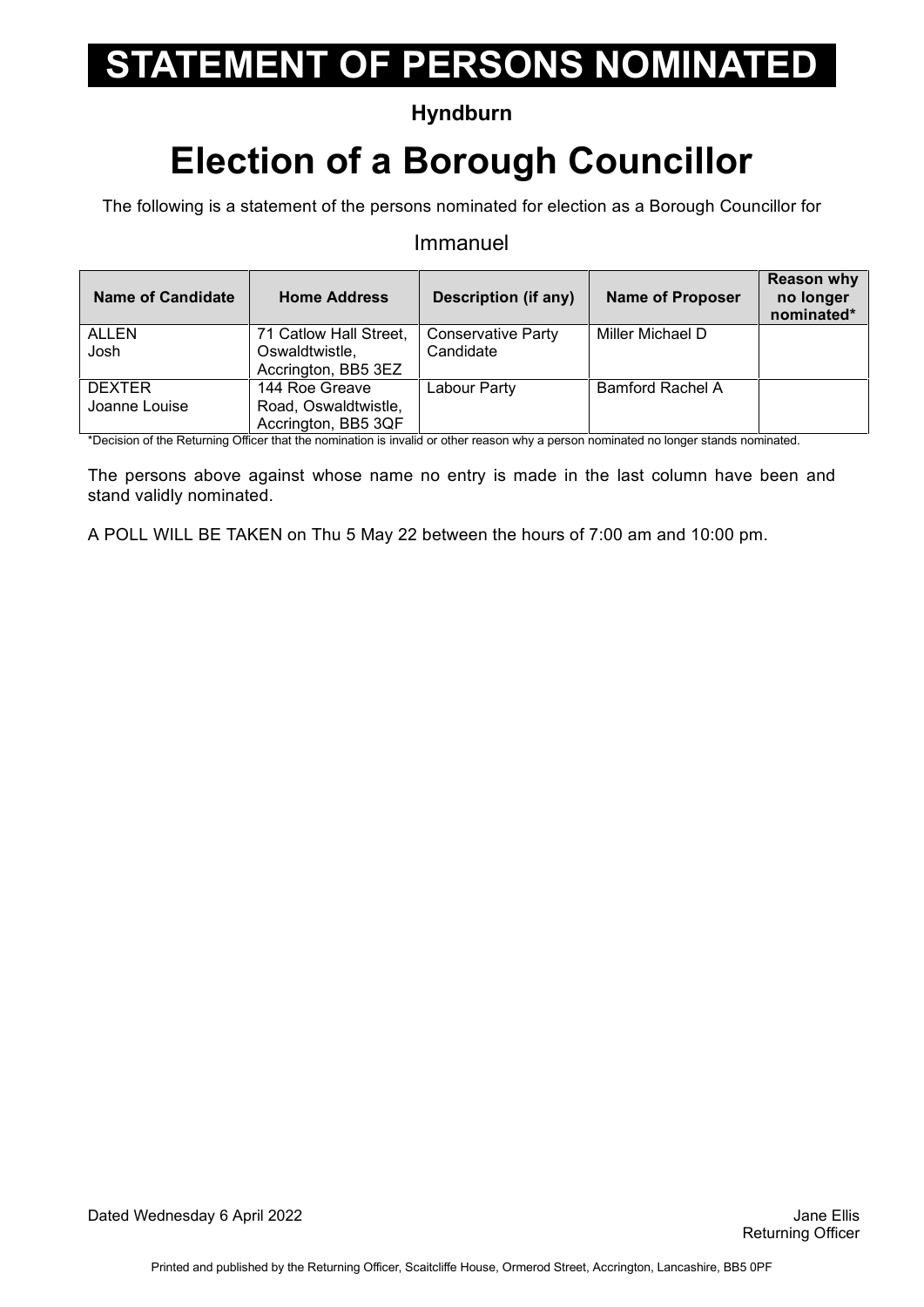# STATEMENT OF PERSONS NOMINATED

**Hyndburn**

# Election of a Borough Councillor

The following is a statement of the persons nominated for election as a Borough Councillor for

Immanuel

| Name of Candidate | Home Address | Description (if any) | Name of Proposer | Reason why no longer nominated* |
|---|---|---|---|---|
| ALLEN Josh | 71 Catlow Hall Street, Oswaldtwistle, Accrington, BB5 3EZ | Conservative Party Candidate | Miller Michael D | |
| DEXTER Joanne Louise | 144 Roe Greave Road, Oswaldtwistle, Accrington, BB5 3QF | Labour Party | Bamford Rachel A | |

*Decision of the Returning Officer that the nomination is invalid or other reason why a person nominated no longer stands nominated.

The persons above against whose name no entry is made in the last column have been and stand validly nominated.

A POLL WILL BE TAKEN on Thu 5 May 22 between the hours of 7:00 am and 10:00 pm.

Dated Wednesday 6 April 2022

Jane Ellis
Returning Officer

Printed and published by the Returning Officer, Scaitcliffe House, Ormerod Street, Accrington, Lancashire, BB5 0PF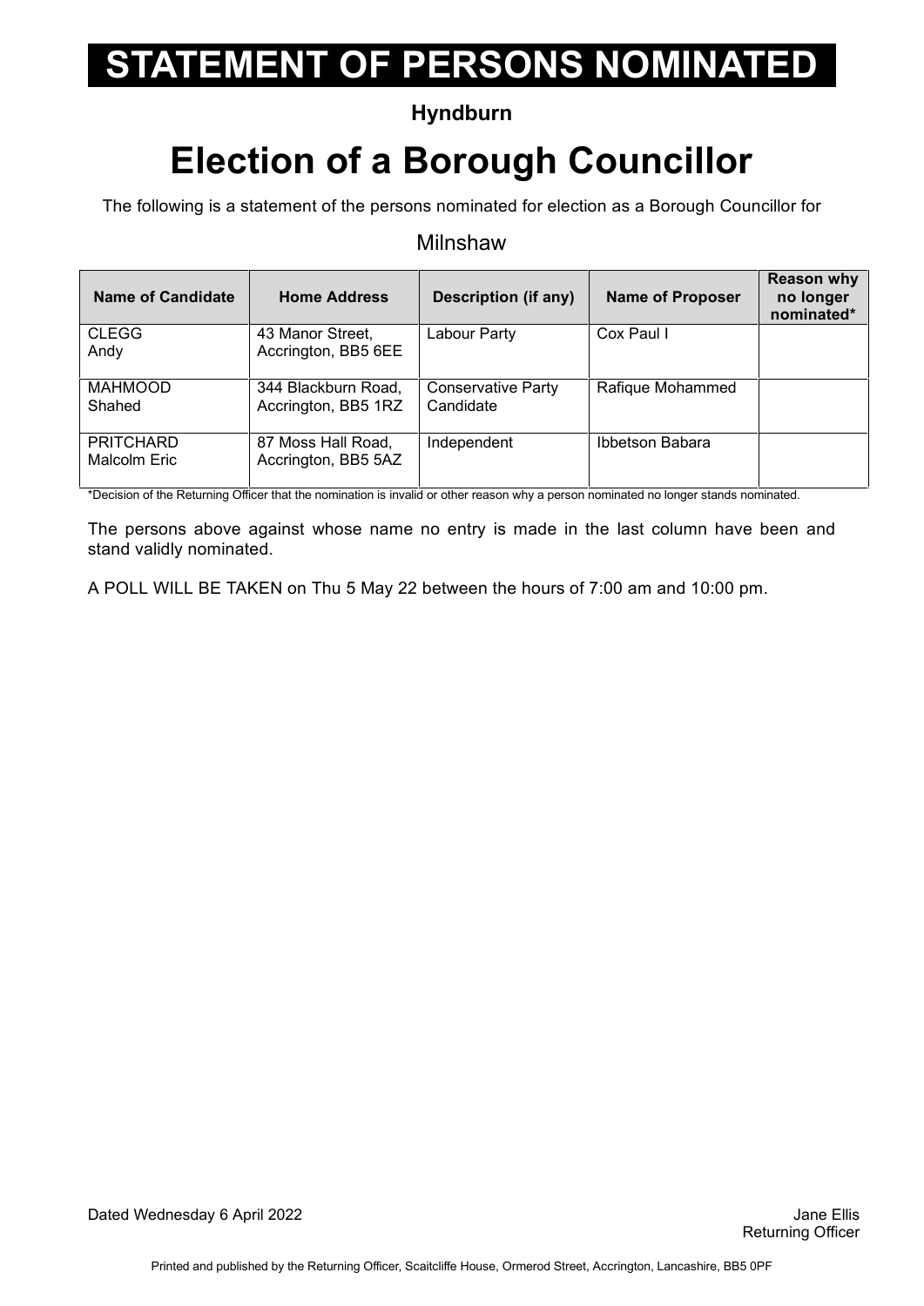# STATEMENT OF PERSONS NOMINATED

**Hyndburn**

# Election of a Borough Councillor

The following is a statement of the persons nominated for election as a Borough Councillor for

Milnshaw

| Name of Candidate | Home Address | Description (if any) | Name of Proposer | Reason why no longer nominated* |
|---|---|---|---|---|
| CLEGG<br>Andy | 43 Manor Street, Accrington, BB5 6EE | Labour Party | Cox Paul I | |
| MAHMOOD<br>Shahed | 344 Blackburn Road, Accrington, BB5 1RZ | Conservative Party Candidate | Rafique Mohammed | |
| PRITCHARD<br>Malcolm Eric | 87 Moss Hall Road, Accrington, BB5 5AZ | Independent | Ibbetson Babara | |

*Decision of the Returning Officer that the nomination is invalid or other reason why a person nominated no longer stands nominated.

The persons above against whose name no entry is made in the last column have been and stand validly nominated.

A POLL WILL BE TAKEN on Thu 5 May 22 between the hours of 7:00 am and 10:00 pm.

Dated Wednesday 6 April 2022

Jane Ellis
Returning Officer

Printed and published by the Returning Officer, Scaitcliffe House, Ormerod Street, Accrington, Lancashire, BB5 0PF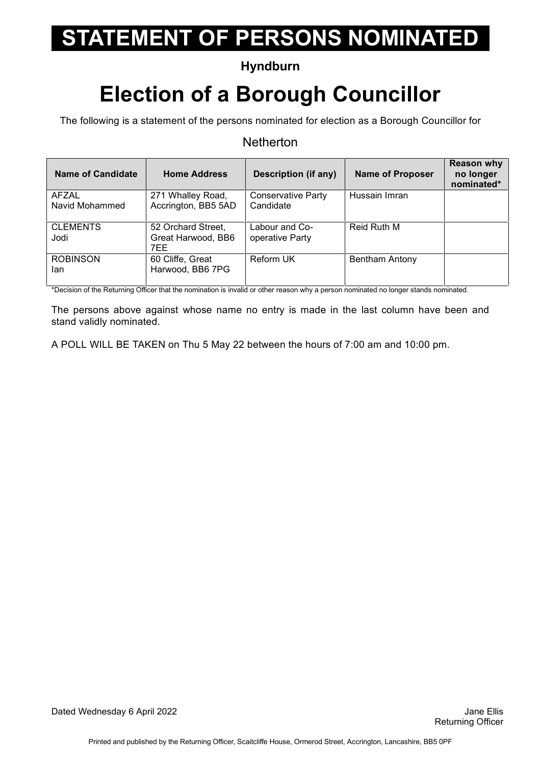# STATEMENT OF PERSONS NOMINATED

**Hyndburn**

# Election of a Borough Councillor

The following is a statement of the persons nominated for election as a Borough Councillor for

Netherton

| Name of Candidate | Home Address | Description (if any) | Name of Proposer | Reason why no longer nominated* |
|---|---|---|---|---|
| AFZAL Navid Mohammed | 271 Whalley Road, Accrington, BB5 5AD | Conservative Party Candidate | Hussain Imran | |
| CLEMENTS Jodi | 52 Orchard Street, Great Harwood, BB6 7EE | Labour and Co-operative Party | Reid Ruth M | |
| ROBINSON Ian | 60 Cliffe, Great Harwood, BB6 7PG | Reform UK | Bentham Antony | |

*Decision of the Returning Officer that the nomination is invalid or other reason why a person nominated no longer stands nominated.

The persons above against whose name no entry is made in the last column have been and stand validly nominated.

A POLL WILL BE TAKEN on Thu 5 May 22 between the hours of 7:00 am and 10:00 pm.

Dated Wednesday 6 April 2022

Jane Ellis
Returning Officer

Printed and published by the Returning Officer, Scaitcliffe House, Ormerod Street, Accrington, Lancashire, BB5 0PF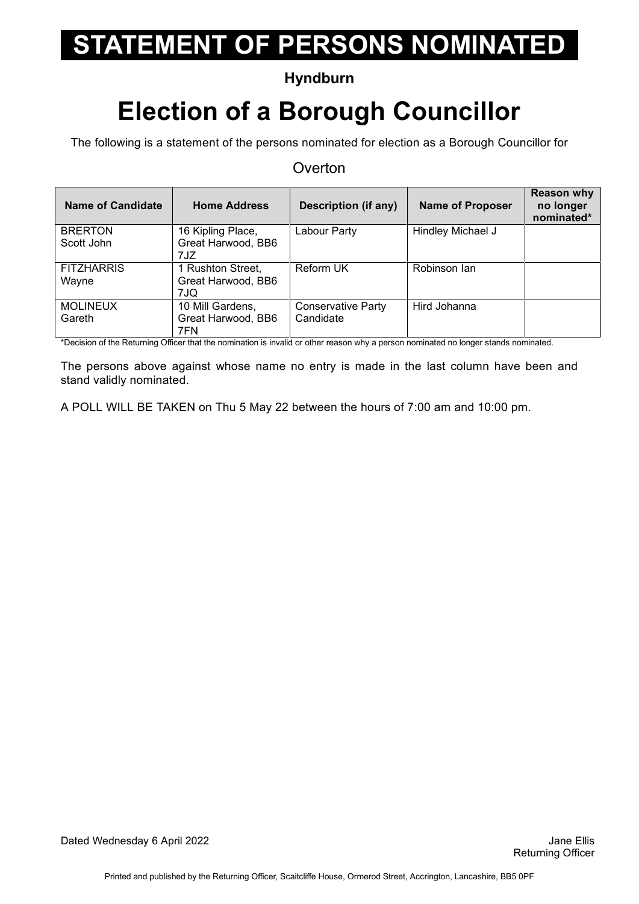# STATEMENT OF PERSONS NOMINATED

**Hyndburn**

# Election of a Borough Councillor

The following is a statement of the persons nominated for election as a Borough Councillor for

Overton

| Name of Candidate | Home Address | Description (if any) | Name of Proposer | Reason why no longer nominated* |
|---|---|---|---|---|
| BRERTON Scott John | 16 Kipling Place, Great Harwood, BB6 7JZ | Labour Party | Hindley Michael J | |
| FITZHARRIS Wayne | 1 Rushton Street, Great Harwood, BB6 7JQ | Reform UK | Robinson Ian | |
| MOLINEUX Gareth | 10 Mill Gardens, Great Harwood, BB6 7FN | Conservative Party Candidate | Hird Johanna | |

*Decision of the Returning Officer that the nomination is invalid or other reason why a person nominated no longer stands nominated.

The persons above against whose name no entry is made in the last column have been and stand validly nominated.

A POLL WILL BE TAKEN on Thu 5 May 22 between the hours of 7:00 am and 10:00 pm.

Dated Wednesday 6 April 2022

Jane Ellis
Returning Officer

Printed and published by the Returning Officer, Scaitcliffe House, Ormerod Street, Accrington, Lancashire, BB5 0PF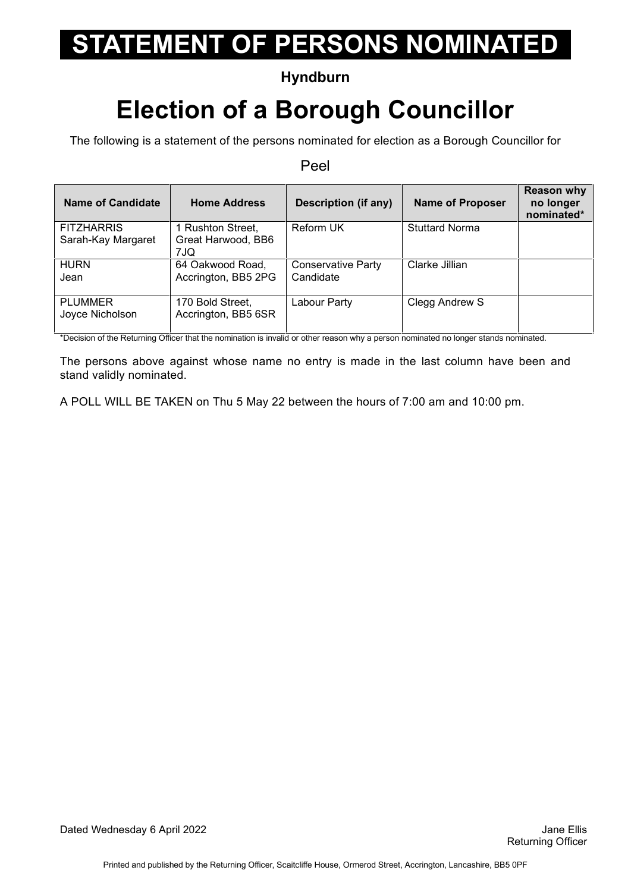# STATEMENT OF PERSONS NOMINATED

**Hyndburn**

# Election of a Borough Councillor

The following is a statement of the persons nominated for election as a Borough Councillor for

Peel

| Name of Candidate | Home Address | Description (if any) | Name of Proposer | Reason why no longer nominated* |
|---|---|---|---|---|
| FITZHARRIS Sarah-Kay Margaret | 1 Rushton Street, Great Harwood, BB6 7JQ | Reform UK | Stuttard Norma | |
| HURN Jean | 64 Oakwood Road, Accrington, BB5 2PG | Conservative Party Candidate | Clarke Jillian | |
| PLUMMER Joyce Nicholson | 170 Bold Street, Accrington, BB5 6SR | Labour Party | Clegg Andrew S | |

*Decision of the Returning Officer that the nomination is invalid or other reason why a person nominated no longer stands nominated.

The persons above against whose name no entry is made in the last column have been and stand validly nominated.

A POLL WILL BE TAKEN on Thu 5 May 22 between the hours of 7:00 am and 10:00 pm.

Dated Wednesday 6 April 2022

Jane Ellis
Returning Officer

Printed and published by the Returning Officer, Scaitcliffe House, Ormerod Street, Accrington, Lancashire, BB5 0PF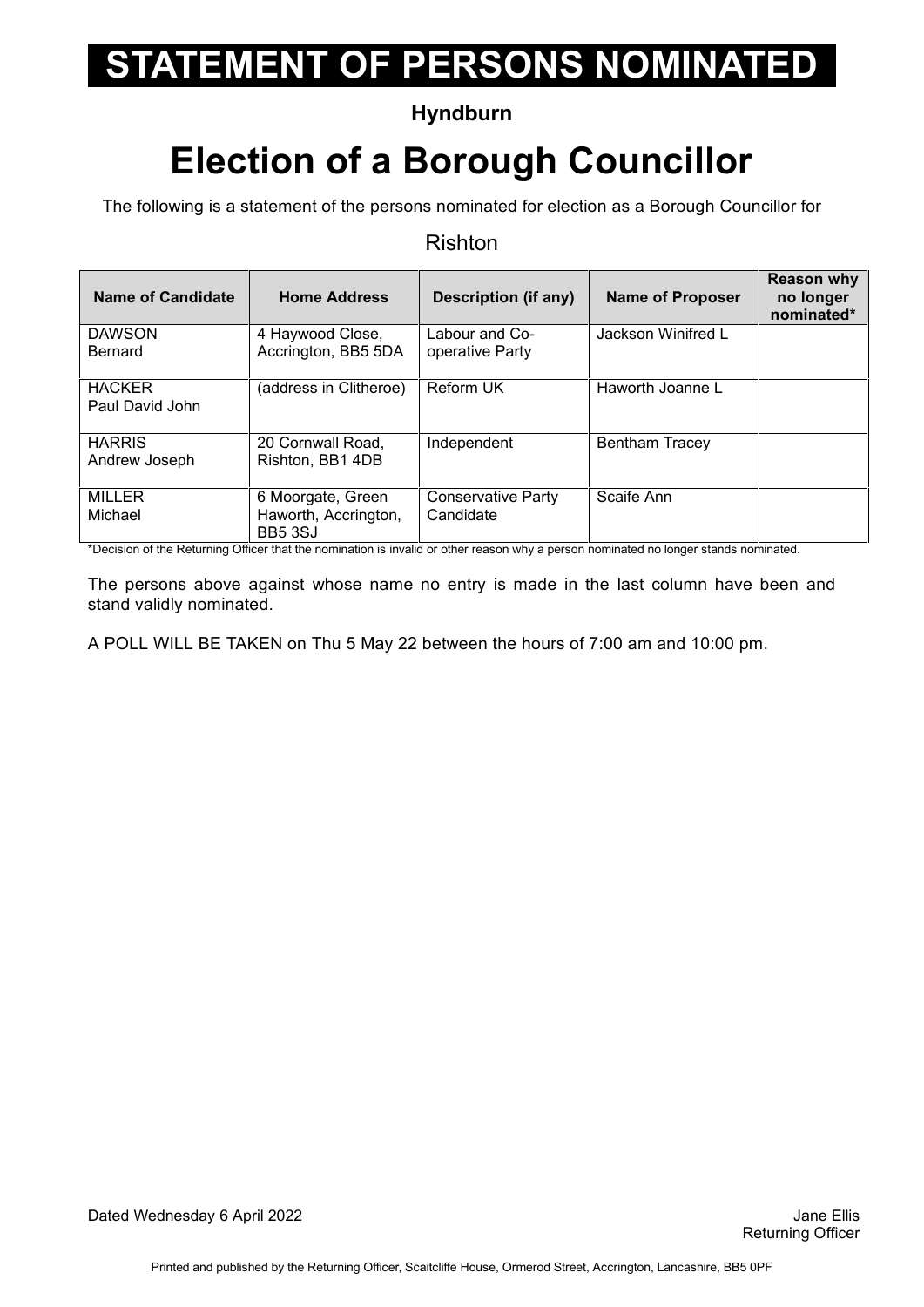# STATEMENT OF PERSONS NOMINATED

**Hyndburn**

# Election of a Borough Councillor

The following is a statement of the persons nominated for election as a Borough Councillor for

Rishton

| Name of Candidate | Home Address | Description (if any) | Name of Proposer | Reason why no longer nominated* |
|---|---|---|---|---|
| DAWSON Bernard | 4 Haywood Close, Accrington, BB5 5DA | Labour and Co-operative Party | Jackson Winifred L | |
| HACKER Paul David John | (address in Clitheroe) | Reform UK | Haworth Joanne L | |
| HARRIS Andrew Joseph | 20 Cornwall Road, Rishton, BB1 4DB | Independent | Bentham Tracey | |
| MILLER Michael | 6 Moorgate, Green Haworth, Accrington, BB5 3SJ | Conservative Party Candidate | Scaife Ann | |

*Decision of the Returning Officer that the nomination is invalid or other reason why a person nominated no longer stands nominated.

The persons above against whose name no entry is made in the last column have been and stand validly nominated.

A POLL WILL BE TAKEN on Thu 5 May 22 between the hours of 7:00 am and 10:00 pm.

Dated Wednesday 6 April 2022

Jane Ellis
Returning Officer

Printed and published by the Returning Officer, Scaitcliffe House, Ormerod Street, Accrington, Lancashire, BB5 0PF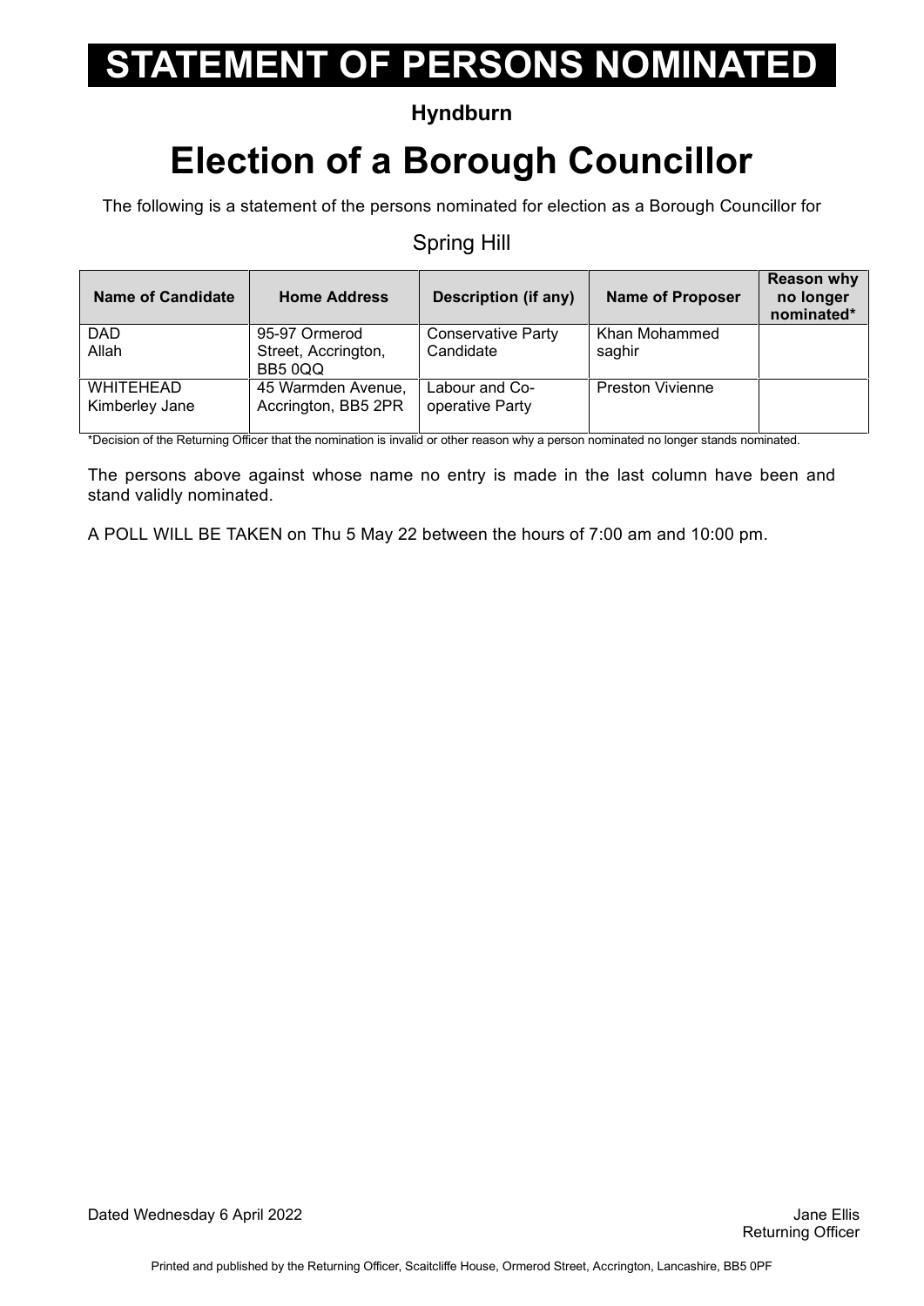# STATEMENT OF PERSONS NOMINATED

**Hyndburn**

# Election of a Borough Councillor

The following is a statement of the persons nominated for election as a Borough Councillor for

Spring Hill

| Name of Candidate | Home Address | Description (if any) | Name of Proposer | Reason why no longer nominated* |
|---|---|---|---|---|
| DAD Allah | 95-97 Ormerod Street, Accrington, BB5 0QQ | Conservative Party Candidate | Khan Mohammed saghir | |
| WHITEHEAD Kimberley Jane | 45 Warmden Avenue, Accrington, BB5 2PR | Labour and Co-operative Party | Preston Vivienne | |

*Decision of the Returning Officer that the nomination is invalid or other reason why a person nominated no longer stands nominated.

The persons above against whose name no entry is made in the last column have been and stand validly nominated.

A POLL WILL BE TAKEN on Thu 5 May 22 between the hours of 7:00 am and 10:00 pm.

Dated Wednesday 6 April 2022

Jane Ellis
Returning Officer

Printed and published by the Returning Officer, Scaitcliffe House, Ormerod Street, Accrington, Lancashire, BB5 0PF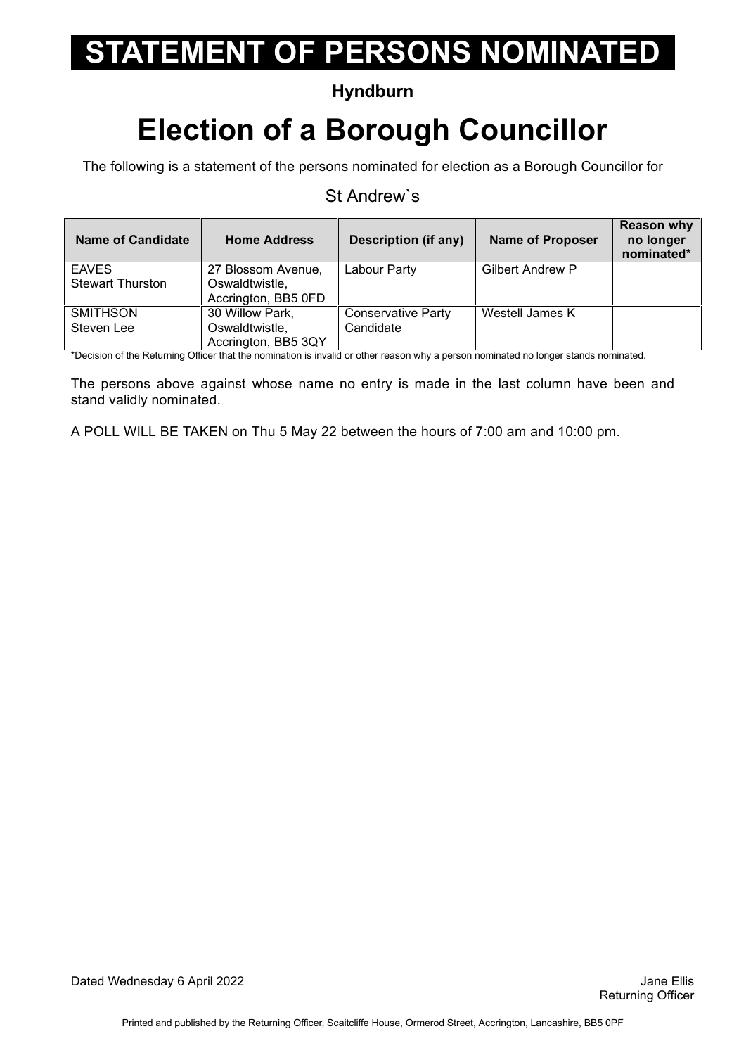# STATEMENT OF PERSONS NOMINATED

**Hyndburn**

# Election of a Borough Councillor

The following is a statement of the persons nominated for election as a Borough Councillor for

St Andrew`s

| Name of Candidate | Home Address | Description (if any) | Name of Proposer | Reason why no longer nominated* |
|---|---|---|---|---|
| EAVES<br>Stewart Thurston | 27 Blossom Avenue, Oswaldtwistle, Accrington, BB5 0FD | Labour Party | Gilbert Andrew P | |
| SMITHSON<br>Steven Lee | 30 Willow Park, Oswaldtwistle, Accrington, BB5 3QY | Conservative Party Candidate | Westell James K | |

*Decision of the Returning Officer that the nomination is invalid or other reason why a person nominated no longer stands nominated.

The persons above against whose name no entry is made in the last column have been and stand validly nominated.

A POLL WILL BE TAKEN on Thu 5 May 22 between the hours of 7:00 am and 10:00 pm.

Dated Wednesday 6 April 2022

Jane Ellis
Returning Officer

Printed and published by the Returning Officer, Scaitcliffe House, Ormerod Street, Accrington, Lancashire, BB5 0PF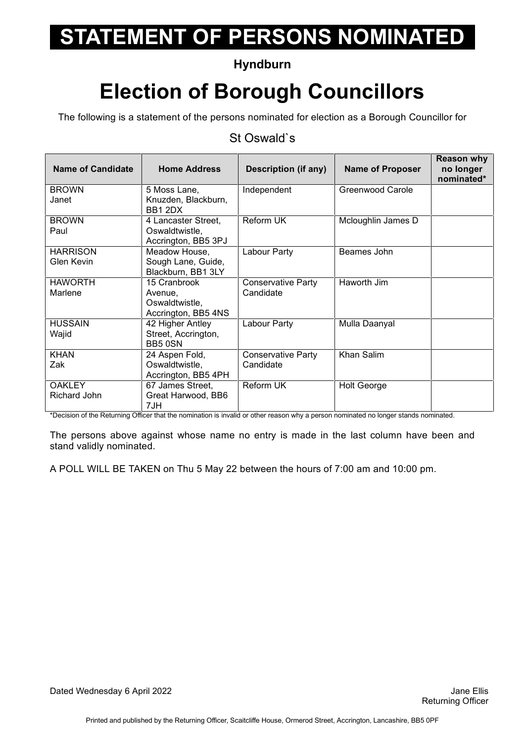# STATEMENT OF PERSONS NOMINATED

**Hyndburn**

# Election of Borough Councillors

The following is a statement of the persons nominated for election as a Borough Councillor for

## St Oswald`s

| Name of Candidate | Home Address | Description (if any) | Name of Proposer | Reason why no longer nominated* |
|---|---|---|---|---|
| BROWN Janet | 5 Moss Lane, Knuzden, Blackburn, BB1 2DX | Independent | Greenwood Carole | |
| BROWN Paul | 4 Lancaster Street, Oswaldtwistle, Accrington, BB5 3PJ | Reform UK | Mcloughlin James D | |
| HARRISON Glen Kevin | Meadow House, Sough Lane, Guide, Blackburn, BB1 3LY | Labour Party | Beames John | |
| HAWORTH Marlene | 15 Cranbrook Avenue, Oswaldtwistle, Accrington, BB5 4NS | Conservative Party Candidate | Haworth Jim | |
| HUSSAIN Wajid | 42 Higher Antley Street, Accrington, BB5 0SN | Labour Party | Mulla Daanyal | |
| KHAN Zak | 24 Aspen Fold, Oswaldtwistle, Accrington, BB5 4PH | Conservative Party Candidate | Khan Salim | |
| OAKLEY Richard John | 67 James Street, Great Harwood, BB6 7JH | Reform UK | Holt George | |

*Decision of the Returning Officer that the nomination is invalid or other reason why a person nominated no longer stands nominated.

The persons above against whose name no entry is made in the last column have been and stand validly nominated.

A POLL WILL BE TAKEN on Thu 5 May 22 between the hours of 7:00 am and 10:00 pm.

Dated Wednesday 6 April 2022

Jane Ellis
Returning Officer

Printed and published by the Returning Officer, Scaitcliffe House, Ormerod Street, Accrington, Lancashire, BB5 0PF